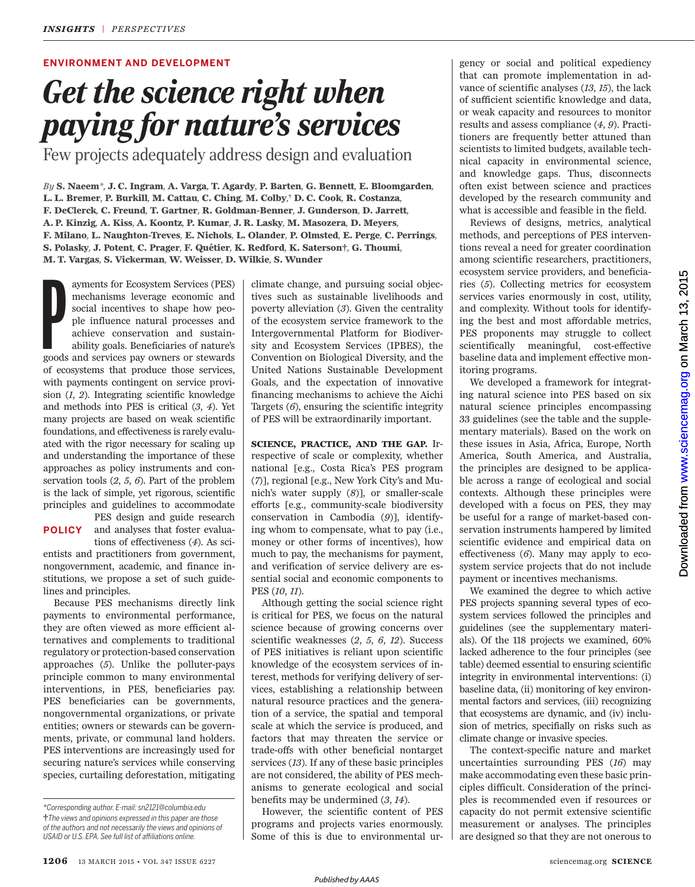ENVIRONMENT AND DEVELOPMENT

# Get the science right when paying for nature's services

Few projects adequately address design and evaluation

*By* **S. Naeem**\*, **J. C. Ingram**, **A. Varga**, **T. Agardy**, **P. Barten**, **G. Bennett**, **E. Bloomgarden**, **L. L. Bremer**, **P. Burkill**, **M. Cattau**, **C. Ching**, **M. Colby**,† **D. C. Cook**, **R. Costanza**, **F. DeClerck**, **C. Freund**, **T. Gartner**, **R. Goldman-Benner**, **J. Gunderson**, **D. Jarrett**, **A. P. Kinzig**, **A. Kiss**, **A. Koontz**, **P. Kumar**, **J. R. Lasky**, **M. Masozera**, **D. Meyers**, **F. Milano**, **L. Naughton-Treves**, **E. Nichols**, **L. Olander**, **P. Olmsted**, **E. Perge**, **C. Perrings**, **S. Polasky**, **J. Potent**, **C. Prager**, **F. Quétier**, **K. Redford**, **K. Saterson**†, **G. Thoumi**, **M. T. Vargas**, **S. Vickerman**, **W. Weisser**, **D. Wilkie**, **S. Wunder**

**POLICY**

Payments for Ecosystem Services (PES) mechanisms leverage economic and social incentives to shape how people influence natural processes and achieve conservation and sustainability goals. Beneficiaries of nature's goods and services pay owners or stewards of ecosystems that produce those services, with payments contingent on service provision (*1*, *2*). Integrating scientific knowledge and methods into PES is critical (*3*, *4*). Yet many projects are based on weak scientific foundations, and effectiveness is rarely evaluated with the rigor necessary for scaling up and understanding the importance of these approaches as policy instruments and conservation tools (*2*, *5*, *6*). Part of the problem is the lack of simple, yet rigorous, scientific principles and guidelines to accommodate PES design and guide research and analyses that foster evaluations of effectiveness (*4*). As scientists and practitioners from government, nongovernment, academic, and finance institutions, we propose a set of such guidelines and principles.

Because PES mechanisms directly link payments to environmental performance, they are often viewed as more efficient alternatives and complements to traditional regulatory or protection-based conservation approaches (*5*). Unlike the polluter-pays principle common to many environmental interventions, in PES, beneficiaries pay. PES beneficiaries can be governments, nongovernmental organizations, or private entities; owners or stewards can be governments, private, or communal land holders. PES interventions are increasingly used for securing nature's services while conserving species, curtailing deforestation, mitigating climate change, and pursuing social objectives such as sustainable livelihoods and poverty alleviation (*3*). Given the centrality of the ecosystem service framework to the Intergovernmental Platform for Biodiversity and Ecosystem Services (IPBES), the Convention on Biological Diversity, and the United Nations Sustainable Development Goals, and the expectation of innovative financing mechanisms to achieve the Aichi Targets (*6*), ensuring the scientific integrity of PES will be extraordinarily important.

**SCIENCE, PRACTICE, AND THE GAP.** Irrespective of scale or complexity, whether national [e.g., Costa Rica's PES program (*7*)], regional [e.g., New York City's and Munich's water supply (*8*)], or smaller-scale efforts [e.g., community-scale biodiversity conservation in Cambodia (*9*)], identifying whom to compensate, what to pay (i.e., money or other forms of incentives), how much to pay, the mechanisms for payment, and verification of service delivery are essential social and economic components to PES (*10*, *11*).

Although getting the social science right is critical for PES, we focus on the natural science because of growing concerns over scientific weaknesses (*2*, *5*, *6*, *12*). Success of PES initiatives is reliant upon scientific knowledge of the ecosystem services of interest, methods for verifying delivery of services, establishing a relationship between natural resource practices and the generation of a service, the spatial and temporal scale at which the service is produced, and factors that may threaten the service or trade-offs with other beneficial nontarget services (*13*). If any of these basic principles are not considered, the ability of PES mechanisms to generate ecological and social benefits may be undermined (*3*, *14*).

However, the scientific content of PES programs and projects varies enormously. Some of this is due to environmental urgency or social and political expediency that can promote implementation in advance of scientific analyses (*13*, *15*), the lack of sufficient scientific knowledge and data, or weak capacity and resources to monitor results and assess compliance (*4*, *9*). Practitioners are frequently better attuned than scientists to limited budgets, available technical capacity in environmental science, and knowledge gaps. Thus, disconnects often exist between science and practices developed by the research community and what is accessible and feasible in the field.

Reviews of designs, metrics, analytical methods, and perceptions of PES interventions reveal a need for greater coordination among scientific researchers, practitioners, ecosystem service providers, and beneficiaries (*5*). Collecting metrics for ecosystem services varies enormously in cost, utility, and complexity. Without tools for identifying the best and most affordable metrics, PES proponents may struggle to collect scientifically meaningful, cost-effective baseline data and implement effective monitoring programs.

We developed a framework for integrating natural science into PES based on six natural science principles encompassing 33 guidelines (see the table and the supplementary materials). Based on the work on these issues in Asia, Africa, Europe, North America, South America, and Australia, the principles are designed to be applicable across a range of ecological and social contexts. Although these principles were developed with a focus on PES, they may be useful for a range of market-based conservation instruments hampered by limited scientific evidence and empirical data on effectiveness (*6*). Many may apply to ecosystem service projects that do not include payment or incentives mechanisms.

We examined the degree to which active PES projects spanning several types of ecosystem services followed the principles and guidelines (see the supplementary materials). Of the 118 projects we examined, 60% lacked adherence to the four principles (see table) deemed essential to ensuring scientific integrity in environmental interventions: (i) baseline data, (ii) monitoring of key environmental factors and services, (iii) recognizing that ecosystems are dynamic, and (iv) inclusion of metrics, specifically on risks such as climate change or invasive species.

The context-specific nature and market uncertainties surrounding PES (*16*) may make accommodating even these basic principles difficult. Consideration of the principles is recommended even if resources or capacity do not permit extensive scientific measurement or analyses. The principles are designed so that they are not onerous to

*\*Corresponding author. E-mail: sn2121@columbia.edu*
*†The views and opinions expressed in this paper are those of the authors and not necessarily the views and opinions of USAID or U.S. EPA. See full list of affiliations online.*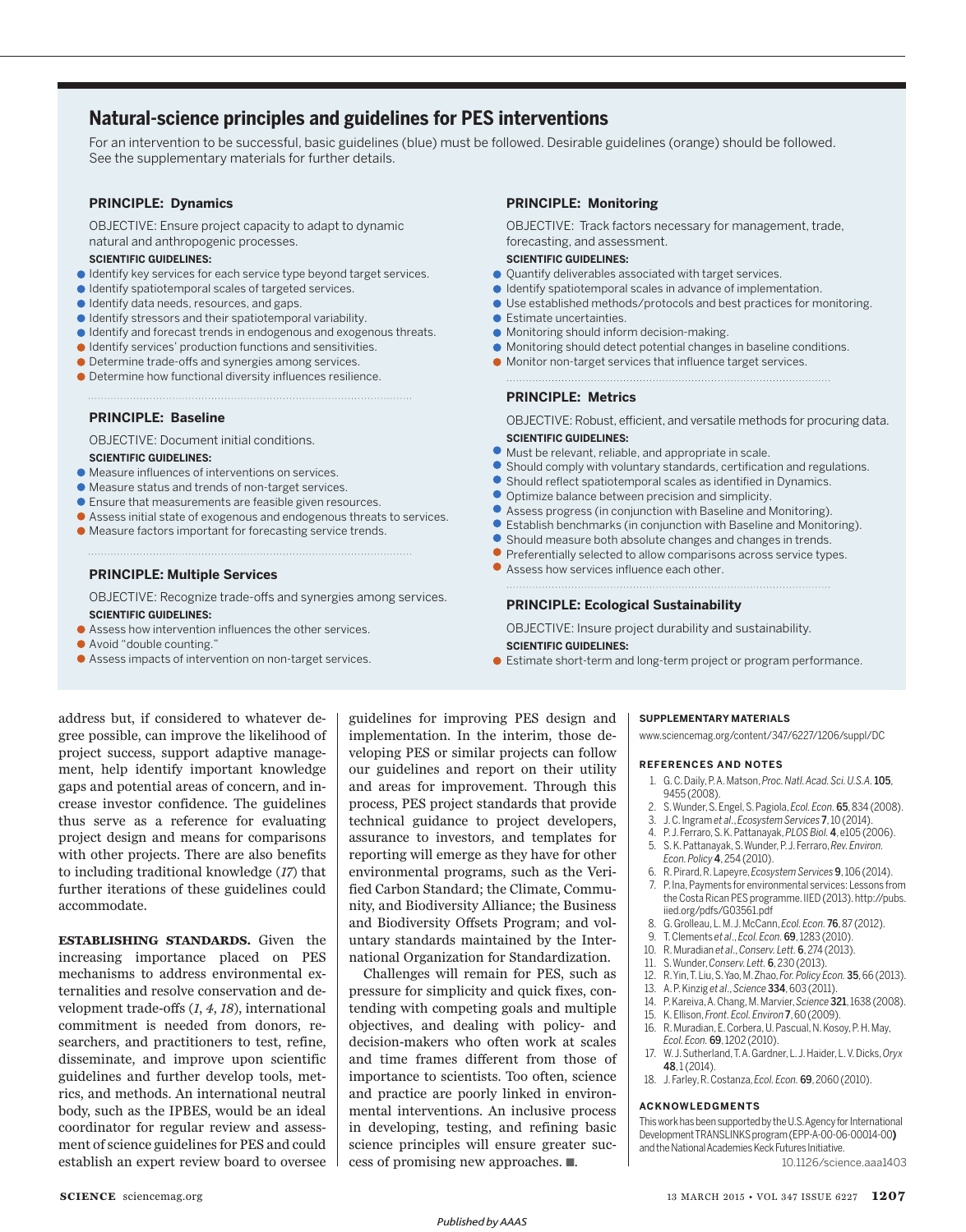## Natural-science principles and guidelines for PES interventions

For an intervention to be successful, basic guidelines (blue) must be followed. Desirable guidelines (orange) should be followed. See the supplementary materials for further details.

### PRINCIPLE: Dynamics

OBJECTIVE: Ensure project capacity to adapt to dynamic natural and anthropogenic processes.

**SCIENTIFIC GUIDELINES:**

- Identify key services for each service type beyond target services.
- Identify spatiotemporal scales of targeted services.
- Identify data needs, resources, and gaps.
- Identify stressors and their spatiotemporal variability.
- Identify and forecast trends in endogenous and exogenous threats.
- Identify services' production functions and sensitivities.
- Determine trade-offs and synergies among services.
- Determine how functional diversity influences resilience.

### PRINCIPLE: Baseline

OBJECTIVE: Document initial conditions.

**SCIENTIFIC GUIDELINES:**

- Measure influences of interventions on services.
- Measure status and trends of non-target services.
- Ensure that measurements are feasible given resources.
- Assess initial state of exogenous and endogenous threats to services.
- Measure factors important for forecasting service trends.

### PRINCIPLE: Multiple Services

OBJECTIVE: Recognize trade-offs and synergies among services.

**SCIENTIFIC GUIDELINES:**

- Assess how intervention influences the other services.
- Avoid "double counting."
- Assess impacts of intervention on non-target services.

### PRINCIPLE: Monitoring

OBJECTIVE: Track factors necessary for management, trade, forecasting, and assessment.

**SCIENTIFIC GUIDELINES:**

- Quantify deliverables associated with target services.
- Identify spatiotemporal scales in advance of implementation.
- Use established methods/protocols and best practices for monitoring.
- Estimate uncertainties.
- Monitoring should inform decision-making.
- Monitoring should detect potential changes in baseline conditions.
- Monitor non-target services that influence target services.

### PRINCIPLE: Metrics

OBJECTIVE: Robust, efficient, and versatile methods for procuring data.

**SCIENTIFIC GUIDELINES:**

- Must be relevant, reliable, and appropriate in scale.
- Should comply with voluntary standards, certification and regulations.
- Should reflect spatiotemporal scales as identified in Dynamics.
- Optimize balance between precision and simplicity.
- Assess progress (in conjunction with Baseline and Monitoring).
- Establish benchmarks (in conjunction with Baseline and Monitoring).
- Should measure both absolute changes and changes in trends.
- Preferentially selected to allow comparisons across service types.
- Assess how services influence each other.

### PRINCIPLE: Ecological Sustainability

OBJECTIVE: Insure project durability and sustainability.

**SCIENTIFIC GUIDELINES:**

- Estimate short-term and long-term project or program performance.

---

address but, if considered to whatever degree possible, can improve the likelihood of project success, support adaptive management, help identify important knowledge gaps and potential areas of concern, and increase investor confidence. The guidelines thus serve as a reference for evaluating project design and means for comparisons with other projects. There are also benefits to including traditional knowledge (*17*) that further iterations of these guidelines could accommodate.

**ESTABLISHING STANDARDS.** Given the increasing importance placed on PES mechanisms to address environmental externalities and resolve conservation and development trade-offs (*1*, *4*, *18*), international commitment is needed from donors, researchers, and practitioners to test, refine, disseminate, and improve upon scientific guidelines and further develop tools, metrics, and methods. An international neutral body, such as the IPBES, would be an ideal coordinator for regular review and assessment of science guidelines for PES and could establish an expert review board to oversee guidelines for improving PES design and implementation. In the interim, those developing PES or similar projects can follow our guidelines and report on their utility and areas for improvement. Through this process, PES project standards that provide technical guidance to project developers, assurance to investors, and templates for reporting will emerge as they have for other environmental programs, such as the Verified Carbon Standard; the Climate, Community, and Biodiversity Alliance; the Business and Biodiversity Offsets Program; and voluntary standards maintained by the International Organization for Standardization.

Challenges will remain for PES, such as pressure for simplicity and quick fixes, contending with competing goals and multiple objectives, and dealing with policy- and decision-makers who often work at scales and time frames different from those of importance to scientists. Too often, science and practice are poorly linked in environmental interventions. An inclusive process in developing, testing, and refining basic science principles will ensure greater success of promising new approaches. ■

#### SUPPLEMENTARY MATERIALS

www.sciencemag.org/content/347/6227/1206/suppl/DC

#### REFERENCES AND NOTES

1. G. C. Daily, P. A. Matson, *Proc. Natl. Acad. Sci. U.S.A.* **105**, 9455 (2008).
2. S. Wunder, S. Engel, S. Pagiola, *Ecol. Econ.* **65**, 834 (2008).
3. J. C. Ingram *et al.*, *Ecosystem Services* **7**, 10 (2014).
4. P. J. Ferraro, S. K. Pattanayak, *PLOS Biol.* **4**, e105 (2006).
5. S. K. Pattanayak, S. Wunder, P. J. Ferraro, *Rev. Environ. Econ. Policy* **4**, 254 (2010).
6. R. Pirard, R. Lapeyre, *Ecosystem Services* **9**, 106 (2014).
7. P. Ina, Payments for environmental services: Lessons from the Costa Rican PES programme. IIED (2013). http://pubs.iied.org/pdfs/G03561.pdf
8. G. Grolleau, L. M. J. McCann, *Ecol. Econ.* **76**, 87 (2012).
9. T. Clements *et al.*, *Ecol. Econ.* **69**, 1283 (2010).
10. R. Muradian *et al.*, *Conserv. Lett.* **6**, 274 (2013).
11. S. Wunder, *Conserv. Lett.* **6**, 230 (2013).
12. R. Yin, T. Liu, S. Yao, M. Zhao, *For. Policy Econ.* **35**, 66 (2013).
13. A. P. Kinzig *et al.*, *Science* **334**, 603 (2011).
14. P. Kareiva, A. Chang, M. Marvier, *Science* **321**, 1638 (2008).
15. K. Ellison, *Front. Ecol. Environ* **7**, 60 (2009).
16. R. Muradian, E. Corbera, U. Pascual, N. Kosoy, P. H. May, *Ecol. Econ.* **69**, 1202 (2010).
17. W. J. Sutherland, T. A. Gardner, L. J. Haider, L. V. Dicks, *Oryx* **48**, 1 (2014).
18. J. Farley, R. Costanza, *Ecol. Econ.* **69**, 2060 (2010).

#### ACKNOWLEDGMENTS

This work has been supported by the U.S. Agency for International Development TRANSLINKS program (EPP-A-00-06-00014-00) and the National Academies Keck Futures Initiative.

10.1126/science.aaa1403